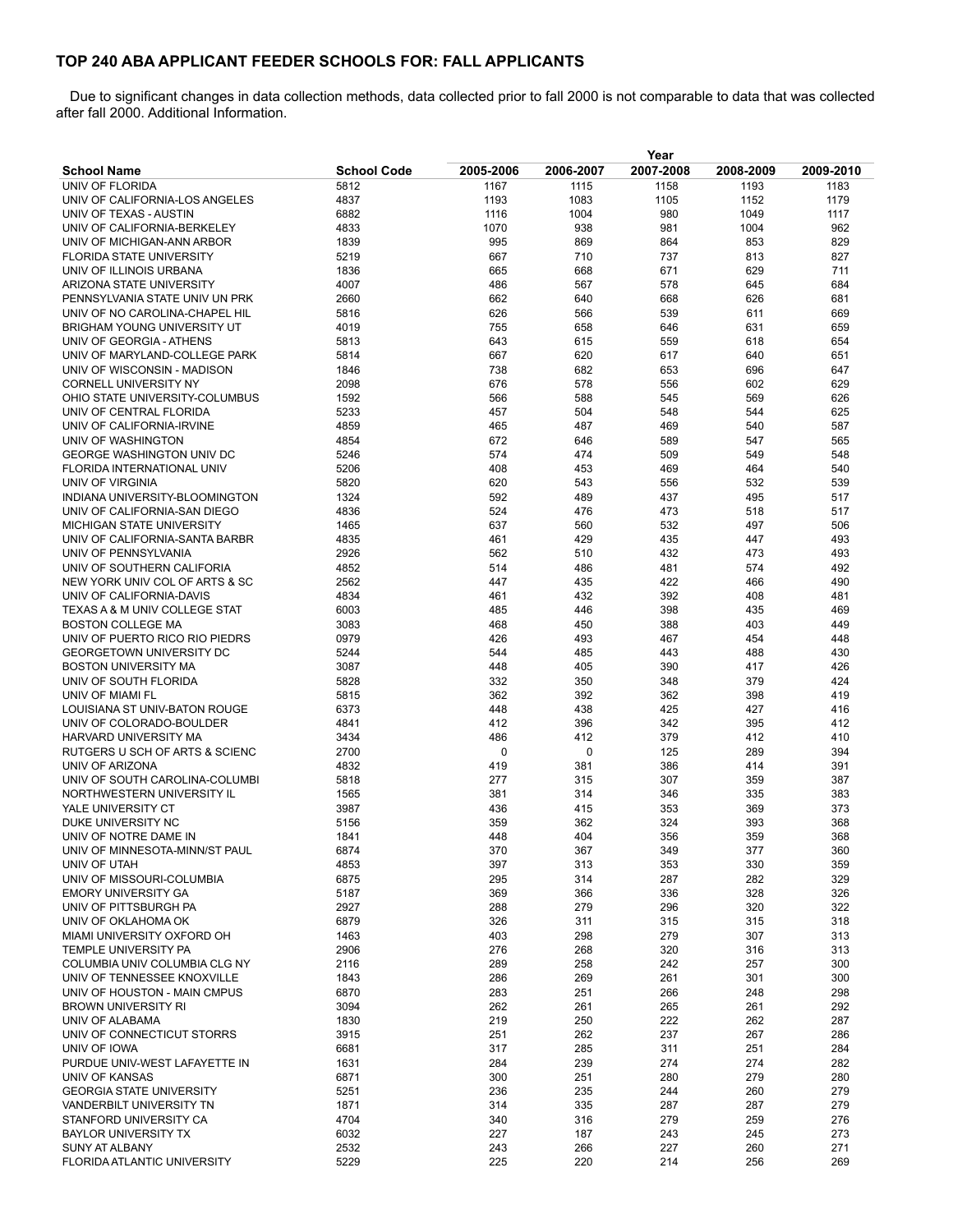## TOP 240 ABA APPLICANT FEEDER SCHOOLS FOR: FALL APPLICANTS

Due to significant changes in data collection methods, data collected prior to fall 2000 is not comparable to data that was collected after fall 2000. Additional Information.

| School Name | School Code | Year | | | | |
|---|---|---|---|---|---|---|
| | | 2005-2006 | 2006-2007 | 2007-2008 | 2008-2009 | 2009-2010 |
| UNIV OF FLORIDA | 5812 | 1167 | 1115 | 1158 | 1193 | 1183 |
| UNIV OF CALIFORNIA-LOS ANGELES | 4837 | 1193 | 1083 | 1105 | 1152 | 1179 |
| UNIV OF TEXAS - AUSTIN | 6882 | 1116 | 1004 | 980 | 1049 | 1117 |
| UNIV OF CALIFORNIA-BERKELEY | 4833 | 1070 | 938 | 981 | 1004 | 962 |
| UNIV OF MICHIGAN-ANN ARBOR | 1839 | 995 | 869 | 864 | 853 | 829 |
| FLORIDA STATE UNIVERSITY | 5219 | 667 | 710 | 737 | 813 | 827 |
| UNIV OF ILLINOIS URBANA | 1836 | 665 | 668 | 671 | 629 | 711 |
| ARIZONA STATE UNIVERSITY | 4007 | 486 | 567 | 578 | 645 | 684 |
| PENNSYLVANIA STATE UNIV UN PRK | 2660 | 662 | 640 | 668 | 626 | 681 |
| UNIV OF NO CAROLINA-CHAPEL HIL | 5816 | 626 | 566 | 539 | 611 | 669 |
| BRIGHAM YOUNG UNIVERSITY UT | 4019 | 755 | 658 | 646 | 631 | 659 |
| UNIV OF GEORGIA - ATHENS | 5813 | 643 | 615 | 559 | 618 | 654 |
| UNIV OF MARYLAND-COLLEGE PARK | 5814 | 667 | 620 | 617 | 640 | 651 |
| UNIV OF WISCONSIN - MADISON | 1846 | 738 | 682 | 653 | 696 | 647 |
| CORNELL UNIVERSITY NY | 2098 | 676 | 578 | 556 | 602 | 629 |
| OHIO STATE UNIVERSITY-COLUMBUS | 1592 | 566 | 588 | 545 | 569 | 626 |
| UNIV OF CENTRAL FLORIDA | 5233 | 457 | 504 | 548 | 544 | 625 |
| UNIV OF CALIFORNIA-IRVINE | 4859 | 465 | 487 | 469 | 540 | 587 |
| UNIV OF WASHINGTON | 4854 | 672 | 646 | 589 | 547 | 565 |
| GEORGE WASHINGTON UNIV DC | 5246 | 574 | 474 | 509 | 549 | 548 |
| FLORIDA INTERNATIONAL UNIV | 5206 | 408 | 453 | 469 | 464 | 540 |
| UNIV OF VIRGINIA | 5820 | 620 | 543 | 556 | 532 | 539 |
| INDIANA UNIVERSITY-BLOOMINGTON | 1324 | 592 | 489 | 437 | 495 | 517 |
| UNIV OF CALIFORNIA-SAN DIEGO | 4836 | 524 | 476 | 473 | 518 | 517 |
| MICHIGAN STATE UNIVERSITY | 1465 | 637 | 560 | 532 | 497 | 506 |
| UNIV OF CALIFORNIA-SANTA BARBR | 4835 | 461 | 429 | 435 | 447 | 493 |
| UNIV OF PENNSYLVANIA | 2926 | 562 | 510 | 432 | 473 | 493 |
| UNIV OF SOUTHERN CALIFORNIA | 4852 | 514 | 486 | 481 | 574 | 492 |
| NEW YORK UNIV COL OF ARTS & SC | 2562 | 447 | 435 | 422 | 466 | 490 |
| UNIV OF CALIFORNIA-DAVIS | 4834 | 461 | 432 | 392 | 408 | 481 |
| TEXAS A & M UNIV COLLEGE STAT | 6003 | 485 | 446 | 398 | 435 | 469 |
| BOSTON COLLEGE MA | 3083 | 468 | 450 | 388 | 403 | 449 |
| UNIV OF PUERTO RICO RIO PIEDRS | 0979 | 426 | 493 | 467 | 454 | 448 |
| GEORGETOWN UNIVERSITY DC | 5244 | 544 | 485 | 443 | 488 | 430 |
| BOSTON UNIVERSITY MA | 3087 | 448 | 405 | 390 | 417 | 426 |
| UNIV OF SOUTH FLORIDA | 5828 | 332 | 350 | 348 | 379 | 424 |
| UNIV OF MIAMI FL | 5815 | 362 | 392 | 362 | 398 | 419 |
| LOUISIANA ST UNIV-BATON ROUGE | 6373 | 448 | 438 | 425 | 427 | 416 |
| UNIV OF COLORADO-BOULDER | 4841 | 412 | 396 | 342 | 395 | 412 |
| HARVARD UNIVERSITY MA | 3434 | 486 | 412 | 379 | 412 | 410 |
| RUTGERS U SCH OF ARTS & SCIENC | 2700 | 0 | 0 | 125 | 289 | 394 |
| UNIV OF ARIZONA | 4832 | 419 | 381 | 386 | 414 | 391 |
| UNIV OF SOUTH CAROLINA-COLUMBI | 5818 | 277 | 315 | 307 | 359 | 387 |
| NORTHWESTERN UNIVERSITY IL | 1565 | 381 | 314 | 346 | 335 | 383 |
| YALE UNIVERSITY CT | 3987 | 436 | 415 | 353 | 369 | 373 |
| DUKE UNIVERSITY NC | 5156 | 359 | 362 | 324 | 393 | 368 |
| UNIV OF NOTRE DAME IN | 1841 | 448 | 404 | 356 | 359 | 368 |
| UNIV OF MINNESOTA-MINN/ST PAUL | 6874 | 370 | 367 | 349 | 377 | 360 |
| UNIV OF UTAH | 4853 | 397 | 313 | 353 | 330 | 359 |
| UNIV OF MISSOURI-COLUMBIA | 6875 | 295 | 314 | 287 | 282 | 329 |
| EMORY UNIVERSITY GA | 5187 | 369 | 366 | 336 | 328 | 326 |
| UNIV OF PITTSBURGH PA | 2927 | 288 | 279 | 296 | 320 | 322 |
| UNIV OF OKLAHOMA OK | 6879 | 326 | 311 | 315 | 315 | 318 |
| MIAMI UNIVERSITY OXFORD OH | 1463 | 403 | 298 | 279 | 307 | 313 |
| TEMPLE UNIVERSITY PA | 2906 | 276 | 268 | 320 | 316 | 313 |
| COLUMBIA UNIV COLUMBIA CLG NY | 2116 | 289 | 258 | 242 | 257 | 300 |
| UNIV OF TENNESSEE KNOXVILLE | 1843 | 286 | 269 | 261 | 301 | 300 |
| UNIV OF HOUSTON - MAIN CMPUS | 6870 | 283 | 251 | 266 | 248 | 298 |
| BROWN UNIVERSITY RI | 3094 | 262 | 261 | 265 | 261 | 292 |
| UNIV OF ALABAMA | 1830 | 219 | 250 | 222 | 262 | 287 |
| UNIV OF CONNECTICUT STORRS | 3915 | 251 | 262 | 237 | 267 | 286 |
| UNIV OF IOWA | 6681 | 317 | 285 | 311 | 251 | 284 |
| PURDUE UNIV-WEST LAFAYETTE IN | 1631 | 284 | 239 | 274 | 274 | 282 |
| UNIV OF KANSAS | 6871 | 300 | 251 | 280 | 279 | 280 |
| GEORGIA STATE UNIVERSITY | 5251 | 236 | 235 | 244 | 260 | 279 |
| VANDERBILT UNIVERSITY TN | 1871 | 314 | 335 | 287 | 287 | 279 |
| STANFORD UNIVERSITY CA | 4704 | 340 | 316 | 279 | 259 | 276 |
| BAYLOR UNIVERSITY TX | 6032 | 227 | 187 | 243 | 245 | 273 |
| SUNY AT ALBANY | 2532 | 243 | 266 | 227 | 260 | 271 |
| FLORIDA ATLANTIC UNIVERSITY | 5229 | 225 | 220 | 214 | 256 | 269 |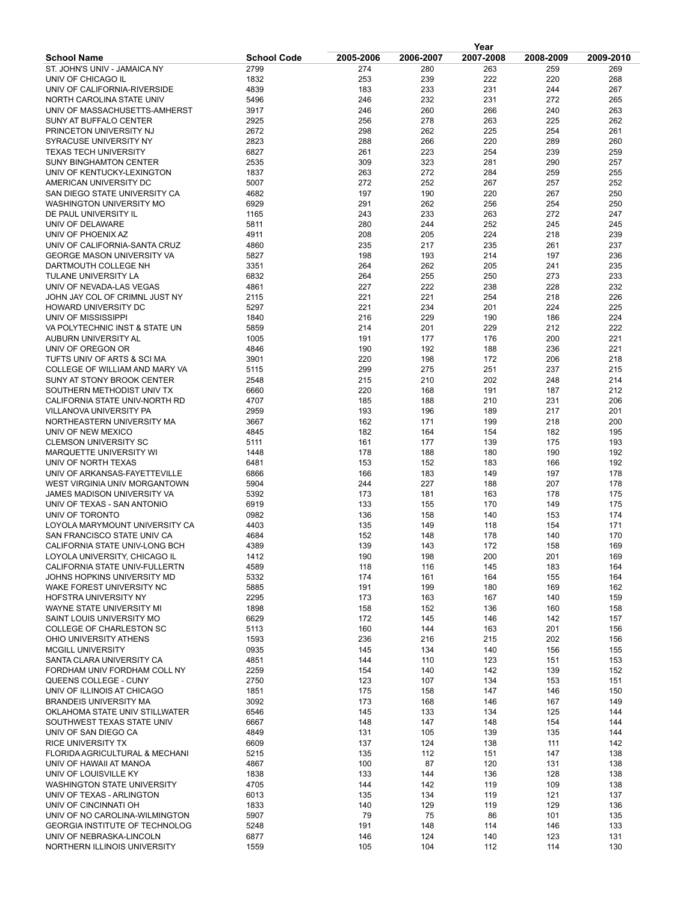| School Name | School Code | Year | | | | |
|---|---|---|---|---|---|---|
| | | 2005-2006 | 2006-2007 | 2007-2008 | 2008-2009 | 2009-2010 |
| ST. JOHN'S UNIV - JAMAICA NY | 2799 | 274 | 280 | 263 | 259 | 269 |
| UNIV OF CHICAGO IL | 1832 | 253 | 239 | 222 | 220 | 268 |
| UNIV OF CALIFORNIA-RIVERSIDE | 4839 | 183 | 233 | 231 | 244 | 267 |
| NORTH CAROLINA STATE UNIV | 5496 | 246 | 232 | 231 | 272 | 265 |
| UNIV OF MASSACHUSETTS-AMHERST | 3917 | 246 | 260 | 266 | 240 | 263 |
| SUNY AT BUFFALO CENTER | 2925 | 256 | 278 | 263 | 225 | 262 |
| PRINCETON UNIVERSITY NJ | 2672 | 298 | 262 | 225 | 254 | 261 |
| SYRACUSE UNIVERSITY NY | 2823 | 288 | 266 | 220 | 289 | 260 |
| TEXAS TECH UNIVERSITY | 6827 | 261 | 223 | 254 | 239 | 259 |
| SUNY BINGHAMTON CENTER | 2535 | 309 | 323 | 281 | 290 | 257 |
| UNIV OF KENTUCKY-LEXINGTON | 1837 | 263 | 272 | 284 | 259 | 255 |
| AMERICAN UNIVERSITY DC | 5007 | 272 | 252 | 267 | 257 | 252 |
| SAN DIEGO STATE UNIVERSITY CA | 4682 | 197 | 190 | 220 | 267 | 250 |
| WASHINGTON UNIVERSITY MO | 6929 | 291 | 262 | 256 | 254 | 250 |
| DE PAUL UNIVERSITY IL | 1165 | 243 | 233 | 263 | 272 | 247 |
| UNIV OF DELAWARE | 5811 | 280 | 244 | 252 | 245 | 245 |
| UNIV OF PHOENIX AZ | 4911 | 208 | 205 | 224 | 218 | 239 |
| UNIV OF CALIFORNIA-SANTA CRUZ | 4860 | 235 | 217 | 235 | 261 | 237 |
| GEORGE MASON UNIVERSITY VA | 5827 | 198 | 193 | 214 | 197 | 236 |
| DARTMOUTH COLLEGE NH | 3351 | 264 | 262 | 205 | 241 | 235 |
| TULANE UNIVERSITY LA | 6832 | 264 | 255 | 250 | 273 | 233 |
| UNIV OF NEVADA-LAS VEGAS | 4861 | 227 | 222 | 238 | 228 | 232 |
| JOHN JAY COL OF CRIMNL JUST NY | 2115 | 221 | 221 | 254 | 218 | 226 |
| HOWARD UNIVERSITY DC | 5297 | 221 | 234 | 201 | 224 | 225 |
| UNIV OF MISSISSIPPI | 1840 | 216 | 229 | 190 | 186 | 224 |
| VA POLYTECHNIC INST & STATE UN | 5859 | 214 | 201 | 229 | 212 | 222 |
| AUBURN UNIVERSITY AL | 1005 | 191 | 177 | 176 | 200 | 221 |
| UNIV OF OREGON OR | 4846 | 190 | 192 | 188 | 236 | 221 |
| TUFTS UNIV OF ARTS & SCI MA | 3901 | 220 | 198 | 172 | 206 | 218 |
| COLLEGE OF WILLIAM AND MARY VA | 5115 | 299 | 275 | 251 | 237 | 215 |
| SUNY AT STONY BROOK CENTER | 2548 | 215 | 210 | 202 | 248 | 214 |
| SOUTHERN METHODIST UNIV TX | 6660 | 220 | 168 | 191 | 187 | 212 |
| CALIFORNIA STATE UNIV-NORTH RD | 4707 | 185 | 188 | 210 | 231 | 206 |
| VILLANOVA UNIVERSITY PA | 2959 | 193 | 196 | 189 | 217 | 201 |
| NORTHEASTERN UNIVERSITY MA | 3667 | 162 | 171 | 199 | 218 | 200 |
| UNIV OF NEW MEXICO | 4845 | 182 | 164 | 154 | 182 | 195 |
| CLEMSON UNIVERSITY SC | 5111 | 161 | 177 | 139 | 175 | 193 |
| MARQUETTE UNIVERSITY WI | 1448 | 178 | 188 | 180 | 190 | 192 |
| UNIV OF NORTH TEXAS | 6481 | 153 | 152 | 183 | 166 | 192 |
| UNIV OF ARKANSAS-FAYETTEVILLE | 6866 | 166 | 183 | 149 | 197 | 178 |
| WEST VIRGINIA UNIV MORGANTOWN | 5904 | 244 | 227 | 188 | 207 | 178 |
| JAMES MADISON UNIVERSITY VA | 5392 | 173 | 181 | 163 | 178 | 175 |
| UNIV OF TEXAS - SAN ANTONIO | 6919 | 133 | 155 | 170 | 149 | 175 |
| UNIV OF TORONTO | 0982 | 136 | 158 | 140 | 153 | 174 |
| LOYOLA MARYMOUNT UNIVERSITY CA | 4403 | 135 | 149 | 118 | 154 | 171 |
| SAN FRANCISCO STATE UNIV CA | 4684 | 152 | 148 | 178 | 140 | 170 |
| CALIFORNIA STATE UNIV-LONG BCH | 4389 | 139 | 143 | 172 | 158 | 169 |
| LOYOLA UNIVERSITY, CHICAGO IL | 1412 | 190 | 198 | 200 | 201 | 169 |
| CALIFORNIA STATE UNIV-FULLERTN | 4589 | 118 | 116 | 145 | 183 | 164 |
| JOHNS HOPKINS UNIVERSITY MD | 5332 | 174 | 161 | 164 | 155 | 164 |
| WAKE FOREST UNIVERSITY NC | 5885 | 191 | 199 | 180 | 169 | 162 |
| HOFSTRA UNIVERSITY NY | 2295 | 173 | 163 | 167 | 140 | 159 |
| WAYNE STATE UNIVERSITY MI | 1898 | 158 | 152 | 136 | 160 | 158 |
| SAINT LOUIS UNIVERSITY MO | 6629 | 172 | 145 | 146 | 142 | 157 |
| COLLEGE OF CHARLESTON SC | 5113 | 160 | 144 | 163 | 201 | 156 |
| OHIO UNIVERSITY ATHENS | 1593 | 236 | 216 | 215 | 202 | 156 |
| MCGILL UNIVERSITY | 0935 | 145 | 134 | 140 | 156 | 155 |
| SANTA CLARA UNIVERSITY CA | 4851 | 144 | 110 | 123 | 151 | 153 |
| FORDHAM UNIV FORDHAM COLL NY | 2259 | 154 | 140 | 142 | 139 | 152 |
| QUEENS COLLEGE - CUNY | 2750 | 123 | 107 | 134 | 153 | 151 |
| UNIV OF ILLINOIS AT CHICAGO | 1851 | 175 | 158 | 147 | 146 | 150 |
| BRANDEIS UNIVERSITY MA | 3092 | 173 | 168 | 146 | 167 | 149 |
| OKLAHOMA STATE UNIV STILLWATER | 6546 | 145 | 133 | 134 | 125 | 144 |
| SOUTHWEST TEXAS STATE UNIV | 6667 | 148 | 147 | 148 | 154 | 144 |
| UNIV OF SAN DIEGO CA | 4849 | 131 | 105 | 139 | 135 | 144 |
| RICE UNIVERSITY TX | 6609 | 137 | 124 | 138 | 111 | 142 |
| FLORIDA AGRICULTURAL & MECHANI | 5215 | 135 | 112 | 151 | 147 | 138 |
| UNIV OF HAWAII AT MANOA | 4867 | 100 | 87 | 120 | 131 | 138 |
| UNIV OF LOUISVILLE KY | 1838 | 133 | 144 | 136 | 128 | 138 |
| WASHINGTON STATE UNIVERSITY | 4705 | 144 | 142 | 119 | 109 | 138 |
| UNIV OF TEXAS - ARLINGTON | 6013 | 135 | 134 | 119 | 121 | 137 |
| UNIV OF CINCINNATI OH | 1833 | 140 | 129 | 119 | 129 | 136 |
| UNIV OF NO CAROLINA-WILMINGTON | 5907 | 79 | 75 | 86 | 101 | 135 |
| GEORGIA INSTITUTE OF TECHNOLOG | 5248 | 191 | 148 | 114 | 146 | 133 |
| UNIV OF NEBRASKA-LINCOLN | 6877 | 146 | 124 | 140 | 123 | 131 |
| NORTHERN ILLINOIS UNIVERSITY | 1559 | 105 | 104 | 112 | 114 | 130 |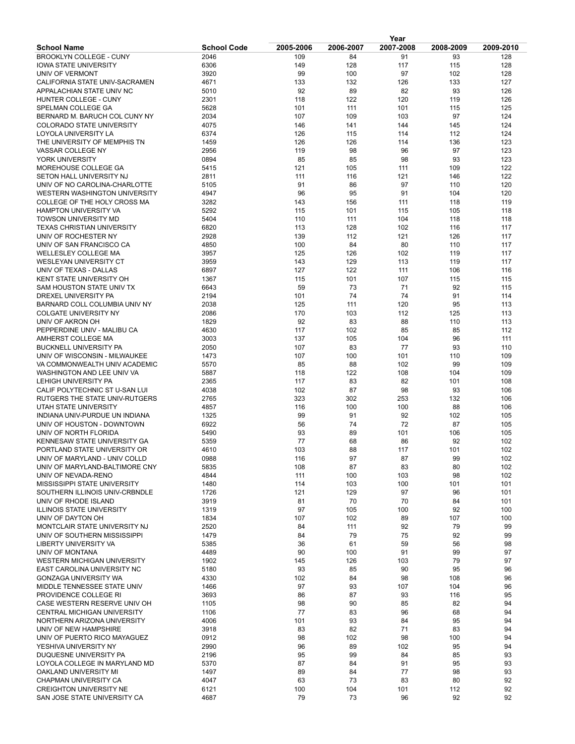| School Name | School Code | Year | | | | |
|---|---|---|---|---|---|---|
| | | 2005-2006 | 2006-2007 | 2007-2008 | 2008-2009 | 2009-2010 |
| BROOKLYN COLLEGE - CUNY | 2046 | 109 | 84 | 91 | 93 | 128 |
| IOWA STATE UNIVERSITY | 6306 | 149 | 128 | 117 | 115 | 128 |
| UNIV OF VERMONT | 3920 | 99 | 100 | 97 | 102 | 128 |
| CALIFORNIA STATE UNIV-SACRAMEN | 4671 | 133 | 132 | 126 | 133 | 127 |
| APPALACHIAN STATE UNIV NC | 5010 | 92 | 89 | 82 | 93 | 126 |
| HUNTER COLLEGE - CUNY | 2301 | 118 | 122 | 120 | 119 | 126 |
| SPELMAN COLLEGE GA | 5628 | 101 | 111 | 101 | 115 | 125 |
| BERNARD M. BARUCH COL CUNY NY | 2034 | 107 | 109 | 103 | 97 | 124 |
| COLORADO STATE UNIVERSITY | 4075 | 146 | 141 | 144 | 145 | 124 |
| LOYOLA UNIVERSITY LA | 6374 | 126 | 115 | 114 | 112 | 124 |
| THE UNIVERSITY OF MEMPHIS TN | 1459 | 126 | 126 | 114 | 136 | 123 |
| VASSAR COLLEGE NY | 2956 | 119 | 98 | 96 | 97 | 123 |
| YORK UNIVERSITY | 0894 | 85 | 85 | 98 | 93 | 123 |
| MOREHOUSE COLLEGE GA | 5415 | 121 | 105 | 111 | 109 | 122 |
| SETON HALL UNIVERSITY NJ | 2811 | 111 | 116 | 121 | 146 | 122 |
| UNIV OF NO CAROLINA-CHARLOTTE | 5105 | 91 | 86 | 97 | 110 | 120 |
| WESTERN WASHINGTON UNIVERSITY | 4947 | 96 | 95 | 91 | 104 | 120 |
| COLLEGE OF THE HOLY CROSS MA | 3282 | 143 | 156 | 111 | 118 | 119 |
| HAMPTON UNIVERSITY VA | 5292 | 115 | 101 | 115 | 105 | 118 |
| TOWSON UNIVERSITY MD | 5404 | 110 | 111 | 104 | 118 | 118 |
| TEXAS CHRISTIAN UNIVERSITY | 6820 | 113 | 128 | 102 | 116 | 117 |
| UNIV OF ROCHESTER NY | 2928 | 139 | 112 | 121 | 126 | 117 |
| UNIV OF SAN FRANCISCO CA | 4850 | 100 | 84 | 80 | 110 | 117 |
| WELLESLEY COLLEGE MA | 3957 | 125 | 126 | 102 | 119 | 117 |
| WESLEYAN UNIVERSITY CT | 3959 | 143 | 129 | 113 | 119 | 117 |
| UNIV OF TEXAS - DALLAS | 6897 | 127 | 122 | 111 | 106 | 116 |
| KENT STATE UNIVERSITY OH | 1367 | 115 | 101 | 107 | 115 | 115 |
| SAM HOUSTON STATE UNIV TX | 6643 | 59 | 73 | 71 | 92 | 115 |
| DREXEL UNIVERSITY PA | 2194 | 101 | 74 | 74 | 91 | 114 |
| BARNARD COLL COLUMBIA UNIV NY | 2038 | 125 | 111 | 120 | 95 | 113 |
| COLGATE UNIVERSITY NY | 2086 | 170 | 103 | 112 | 125 | 113 |
| UNIV OF AKRON OH | 1829 | 92 | 83 | 88 | 110 | 113 |
| PEPPERDINE UNIV - MALIBU CA | 4630 | 117 | 102 | 85 | 85 | 112 |
| AMHERST COLLEGE MA | 3003 | 137 | 105 | 104 | 96 | 111 |
| BUCKNELL UNIVERSITY PA | 2050 | 107 | 83 | 77 | 93 | 110 |
| UNIV OF WISCONSIN - MILWAUKEE | 1473 | 107 | 100 | 101 | 110 | 109 |
| VA COMMONWEALTH UNIV ACADEMIC | 5570 | 85 | 88 | 102 | 99 | 109 |
| WASHINGTON AND LEE UNIV VA | 5887 | 118 | 122 | 108 | 104 | 109 |
| LEHIGH UNIVERSITY PA | 2365 | 117 | 83 | 82 | 101 | 108 |
| CALIF POLYTECHNIC ST U-SAN LUI | 4038 | 102 | 87 | 98 | 93 | 106 |
| RUTGERS THE STATE UNIV-RUTGERS | 2765 | 323 | 302 | 253 | 132 | 106 |
| UTAH STATE UNIVERSITY | 4857 | 116 | 100 | 100 | 88 | 106 |
| INDIANA UNIV-PURDUE UN INDIANA | 1325 | 99 | 91 | 92 | 102 | 105 |
| UNIV OF HOUSTON - DOWNTOWN | 6922 | 56 | 74 | 72 | 87 | 105 |
| UNIV OF NORTH FLORIDA | 5490 | 93 | 89 | 101 | 106 | 105 |
| KENNESAW STATE UNIVERSITY GA | 5359 | 77 | 68 | 86 | 92 | 102 |
| PORTLAND STATE UNIVERSITY OR | 4610 | 103 | 88 | 117 | 101 | 102 |
| UNIV OF MARYLAND - UNIV COLLD | 0988 | 116 | 97 | 87 | 99 | 102 |
| UNIV OF MARYLAND-BALTIMORE CNY | 5835 | 108 | 87 | 83 | 80 | 102 |
| UNIV OF NEVADA-RENO | 4844 | 111 | 100 | 103 | 98 | 102 |
| MISSISSIPPI STATE UNIVERSITY | 1480 | 114 | 103 | 100 | 101 | 101 |
| SOUTHERN ILLINOIS UNIV-CRBNDLE | 1726 | 121 | 129 | 97 | 96 | 101 |
| UNIV OF RHODE ISLAND | 3919 | 81 | 70 | 70 | 84 | 101 |
| ILLINOIS STATE UNIVERSITY | 1319 | 97 | 105 | 100 | 92 | 100 |
| UNIV OF DAYTON OH | 1834 | 107 | 102 | 89 | 107 | 100 |
| MONTCLAIR STATE UNIVERSITY NJ | 2520 | 84 | 111 | 92 | 79 | 99 |
| UNIV OF SOUTHERN MISSISSIPPI | 1479 | 84 | 79 | 75 | 92 | 99 |
| LIBERTY UNIVERSITY VA | 5385 | 36 | 61 | 59 | 56 | 98 |
| UNIV OF MONTANA | 4489 | 90 | 100 | 91 | 99 | 97 |
| WESTERN MICHIGAN UNIVERSITY | 1902 | 145 | 126 | 103 | 79 | 97 |
| EAST CAROLINA UNIVERSITY NC | 5180 | 93 | 85 | 90 | 95 | 96 |
| GONZAGA UNIVERSITY WA | 4330 | 102 | 84 | 98 | 108 | 96 |
| MIDDLE TENNESSEE STATE UNIV | 1466 | 97 | 93 | 107 | 104 | 96 |
| PROVIDENCE COLLEGE RI | 3693 | 86 | 87 | 93 | 116 | 95 |
| CASE WESTERN RESERVE UNIV OH | 1105 | 98 | 90 | 85 | 82 | 94 |
| CENTRAL MICHIGAN UNIVERSITY | 1106 | 77 | 83 | 96 | 68 | 94 |
| NORTHERN ARIZONA UNIVERSITY | 4006 | 101 | 93 | 84 | 95 | 94 |
| UNIV OF NEW HAMPSHIRE | 3918 | 83 | 82 | 71 | 83 | 94 |
| UNIV OF PUERTO RICO MAYAGUEZ | 0912 | 98 | 102 | 98 | 100 | 94 |
| YESHIVA UNIVERSITY NY | 2990 | 96 | 89 | 102 | 95 | 94 |
| DUQUESNE UNIVERSITY PA | 2196 | 95 | 99 | 84 | 85 | 93 |
| LOYOLA COLLEGE IN MARYLAND MD | 5370 | 87 | 84 | 91 | 95 | 93 |
| OAKLAND UNIVERSITY MI | 1497 | 89 | 84 | 77 | 98 | 93 |
| CHAPMAN UNIVERSITY CA | 4047 | 63 | 73 | 83 | 80 | 92 |
| CREIGHTON UNIVERSITY NE | 6121 | 100 | 104 | 101 | 112 | 92 |
| SAN JOSE STATE UNIVERSITY CA | 4687 | 79 | 73 | 96 | 92 | 92 |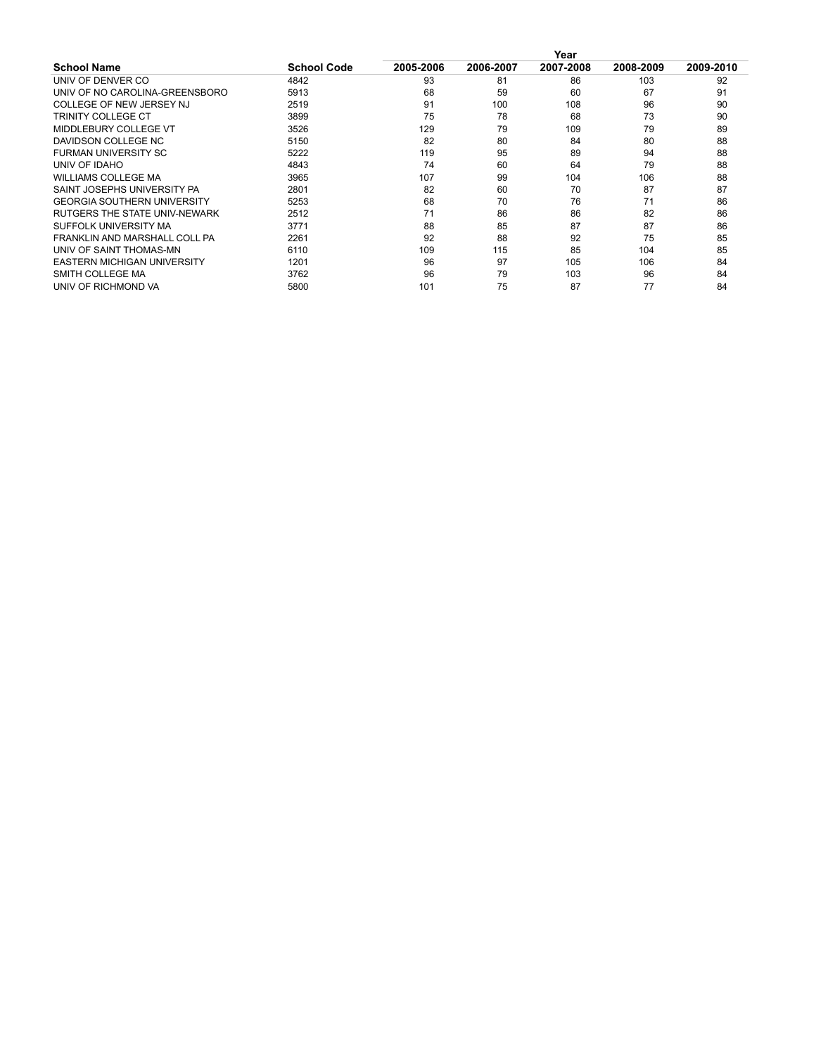| School Name | School Code | Year | | | | |
|---|---|---|---|---|---|---|
| | | 2005-2006 | 2006-2007 | 2007-2008 | 2008-2009 | 2009-2010 |
| UNIV OF DENVER CO | 4842 | 93 | 81 | 86 | 103 | 92 |
| UNIV OF NO CAROLINA-GREENSBORO | 5913 | 68 | 59 | 60 | 67 | 91 |
| COLLEGE OF NEW JERSEY NJ | 2519 | 91 | 100 | 108 | 96 | 90 |
| TRINITY COLLEGE CT | 3899 | 75 | 78 | 68 | 73 | 90 |
| MIDDLEBURY COLLEGE VT | 3526 | 129 | 79 | 109 | 79 | 89 |
| DAVIDSON COLLEGE NC | 5150 | 82 | 80 | 84 | 80 | 88 |
| FURMAN UNIVERSITY SC | 5222 | 119 | 95 | 89 | 94 | 88 |
| UNIV OF IDAHO | 4843 | 74 | 60 | 64 | 79 | 88 |
| WILLIAMS COLLEGE MA | 3965 | 107 | 99 | 104 | 106 | 88 |
| SAINT JOSEPHS UNIVERSITY PA | 2801 | 82 | 60 | 70 | 87 | 87 |
| GEORGIA SOUTHERN UNIVERSITY | 5253 | 68 | 70 | 76 | 71 | 86 |
| RUTGERS THE STATE UNIV-NEWARK | 2512 | 71 | 86 | 86 | 82 | 86 |
| SUFFOLK UNIVERSITY MA | 3771 | 88 | 85 | 87 | 87 | 86 |
| FRANKLIN AND MARSHALL COLL PA | 2261 | 92 | 88 | 92 | 75 | 85 |
| UNIV OF SAINT THOMAS-MN | 6110 | 109 | 115 | 85 | 104 | 85 |
| EASTERN MICHIGAN UNIVERSITY | 1201 | 96 | 97 | 105 | 106 | 84 |
| SMITH COLLEGE MA | 3762 | 96 | 79 | 103 | 96 | 84 |
| UNIV OF RICHMOND VA | 5800 | 101 | 75 | 87 | 77 | 84 |